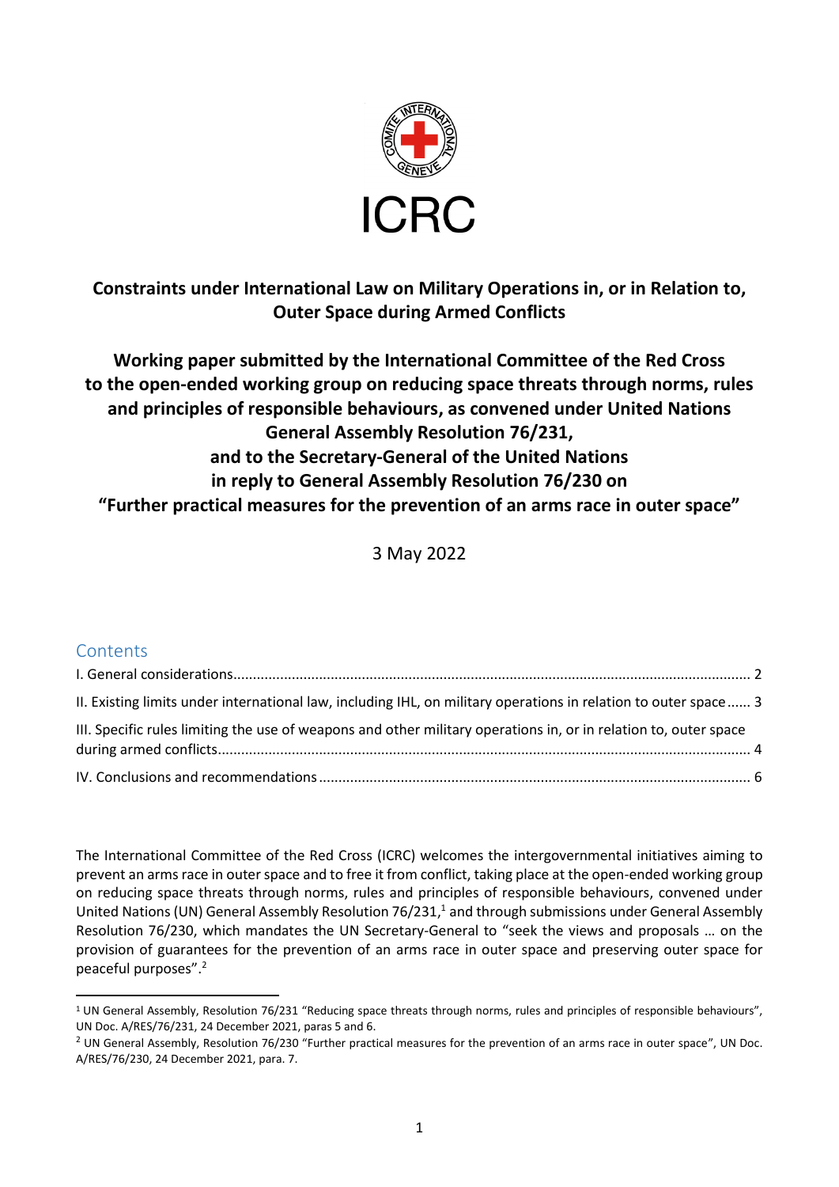ICRC

**Constraints under International Law on Military Operations in, or in Relation to, Outer Space during Armed Conflicts**

**Working paper submitted by the International Committee of the Red Cross to the open-ended working group on reducing space threats through norms, rules and principles of responsible behaviours, as convened under United Nations General Assembly Resolution 76/231, and to the Secretary-General of the United Nations in reply to General Assembly Resolution 76/230 on "Further practical measures for the prevention of an arms race in outer space"**

3 May 2022

## Contents

I. General considerations ... 2

II. Existing limits under international law, including IHL, on military operations in relation to outer space ... 3

III. Specific rules limiting the use of weapons and other military operations in, or in relation to, outer space during armed conflicts ... 4

IV. Conclusions and recommendations ... 6

The International Committee of the Red Cross (ICRC) welcomes the intergovernmental initiatives aiming to prevent an arms race in outer space and to free it from conflict, taking place at the open-ended working group on reducing space threats through norms, rules and principles of responsible behaviours, convened under United Nations (UN) General Assembly Resolution 76/231,[1] and through submissions under General Assembly Resolution 76/230, which mandates the UN Secretary-General to "seek the views and proposals … on the provision of guarantees for the prevention of an arms race in outer space and preserving outer space for peaceful purposes".[2]

[1] UN General Assembly, Resolution 76/231 "Reducing space threats through norms, rules and principles of responsible behaviours", UN Doc. A/RES/76/231, 24 December 2021, paras 5 and 6.

[2] UN General Assembly, Resolution 76/230 "Further practical measures for the prevention of an arms race in outer space", UN Doc. A/RES/76/230, 24 December 2021, para. 7.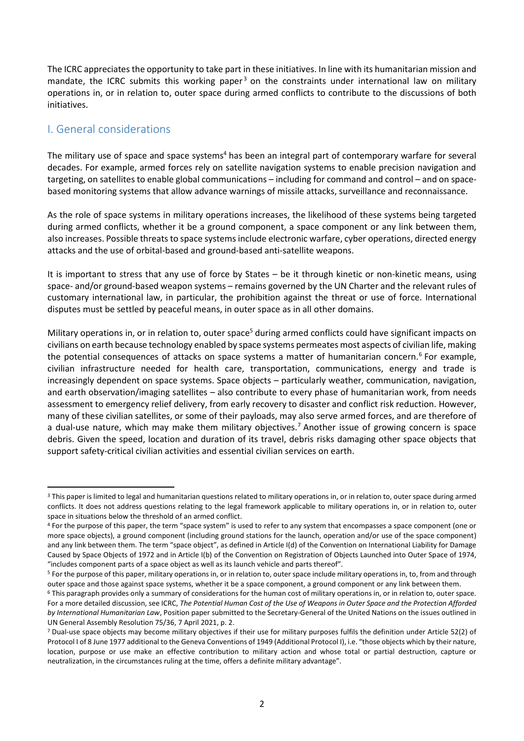The ICRC appreciates the opportunity to take part in these initiatives. In line with its humanitarian mission and mandate, the ICRC submits this working paper[3] on the constraints under international law on military operations in, or in relation to, outer space during armed conflicts to contribute to the discussions of both initiatives.

## I. General considerations

The military use of space and space systems[4] has been an integral part of contemporary warfare for several decades. For example, armed forces rely on satellite navigation systems to enable precision navigation and targeting, on satellites to enable global communications – including for command and control – and on space-based monitoring systems that allow advance warnings of missile attacks, surveillance and reconnaissance.

As the role of space systems in military operations increases, the likelihood of these systems being targeted during armed conflicts, whether it be a ground component, a space component or any link between them, also increases. Possible threats to space systems include electronic warfare, cyber operations, directed energy attacks and the use of orbital-based and ground-based anti-satellite weapons.

It is important to stress that any use of force by States – be it through kinetic or non-kinetic means, using space- and/or ground-based weapon systems – remains governed by the UN Charter and the relevant rules of customary international law, in particular, the prohibition against the threat or use of force. International disputes must be settled by peaceful means, in outer space as in all other domains.

Military operations in, or in relation to, outer space[5] during armed conflicts could have significant impacts on civilians on earth because technology enabled by space systems permeates most aspects of civilian life, making the potential consequences of attacks on space systems a matter of humanitarian concern.[6] For example, civilian infrastructure needed for health care, transportation, communications, energy and trade is increasingly dependent on space systems. Space objects – particularly weather, communication, navigation, and earth observation/imaging satellites – also contribute to every phase of humanitarian work, from needs assessment to emergency relief delivery, from early recovery to disaster and conflict risk reduction. However, many of these civilian satellites, or some of their payloads, may also serve armed forces, and are therefore of a dual-use nature, which may make them military objectives.[7] Another issue of growing concern is space debris. Given the speed, location and duration of its travel, debris risks damaging other space objects that support safety-critical civilian activities and essential civilian services on earth.

---

[3] This paper is limited to legal and humanitarian questions related to military operations in, or in relation to, outer space during armed conflicts. It does not address questions relating to the legal framework applicable to military operations in, or in relation to, outer space in situations below the threshold of an armed conflict.

[4] For the purpose of this paper, the term "space system" is used to refer to any system that encompasses a space component (one or more space objects), a ground component (including ground stations for the launch, operation and/or use of the space component) and any link between them. The term "space object", as defined in Article I(d) of the Convention on International Liability for Damage Caused by Space Objects of 1972 and in Article I(b) of the Convention on Registration of Objects Launched into Outer Space of 1974, "includes component parts of a space object as well as its launch vehicle and parts thereof".

[5] For the purpose of this paper, military operations in, or in relation to, outer space include military operations in, to, from and through outer space and those against space systems, whether it be a space component, a ground component or any link between them.

[6] This paragraph provides only a summary of considerations for the human cost of military operations in, or in relation to, outer space. For a more detailed discussion, see ICRC, *The Potential Human Cost of the Use of Weapons in Outer Space and the Protection Afforded by International Humanitarian Law*, Position paper submitted to the Secretary-General of the United Nations on the issues outlined in UN General Assembly Resolution 75/36, 7 April 2021, p. 2.

[7] Dual-use space objects may become military objectives if their use for military purposes fulfils the definition under Article 52(2) of Protocol I of 8 June 1977 additional to the Geneva Conventions of 1949 (Additional Protocol I), i.e. "those objects which by their nature, location, purpose or use make an effective contribution to military action and whose total or partial destruction, capture or neutralization, in the circumstances ruling at the time, offers a definite military advantage".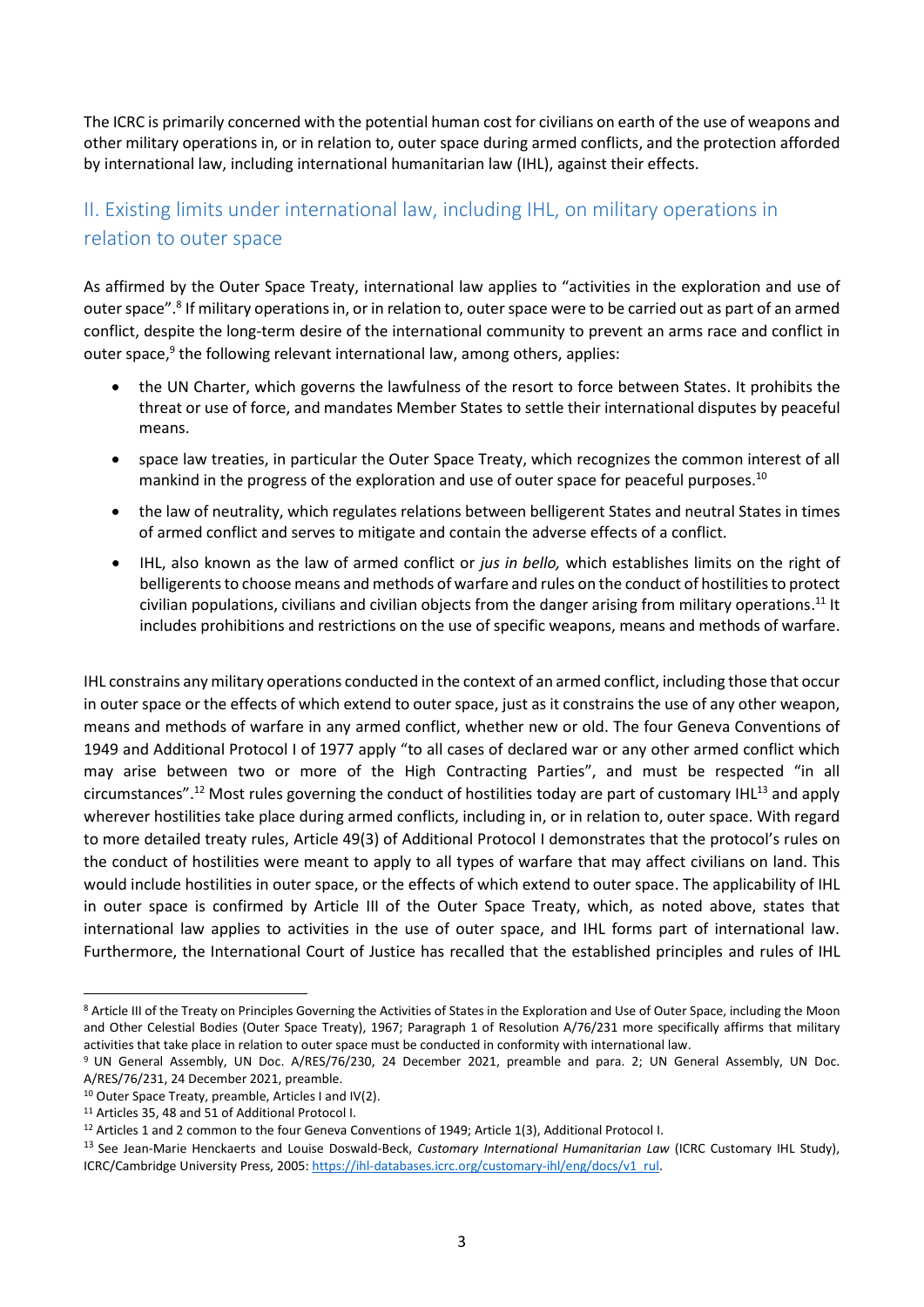The ICRC is primarily concerned with the potential human cost for civilians on earth of the use of weapons and other military operations in, or in relation to, outer space during armed conflicts, and the protection afforded by international law, including international humanitarian law (IHL), against their effects.

## II. Existing limits under international law, including IHL, on military operations in relation to outer space

As affirmed by the Outer Space Treaty, international law applies to "activities in the exploration and use of outer space".[8] If military operations in, or in relation to, outer space were to be carried out as part of an armed conflict, despite the long-term desire of the international community to prevent an arms race and conflict in outer space,[9] the following relevant international law, among others, applies:

- the UN Charter, which governs the lawfulness of the resort to force between States. It prohibits the threat or use of force, and mandates Member States to settle their international disputes by peaceful means.
- space law treaties, in particular the Outer Space Treaty, which recognizes the common interest of all mankind in the progress of the exploration and use of outer space for peaceful purposes.[10]
- the law of neutrality, which regulates relations between belligerent States and neutral States in times of armed conflict and serves to mitigate and contain the adverse effects of a conflict.
- IHL, also known as the law of armed conflict or *jus in bello,* which establishes limits on the right of belligerents to choose means and methods of warfare and rules on the conduct of hostilities to protect civilian populations, civilians and civilian objects from the danger arising from military operations.[11] It includes prohibitions and restrictions on the use of specific weapons, means and methods of warfare.

IHL constrains any military operations conducted in the context of an armed conflict, including those that occur in outer space or the effects of which extend to outer space, just as it constrains the use of any other weapon, means and methods of warfare in any armed conflict, whether new or old. The four Geneva Conventions of 1949 and Additional Protocol I of 1977 apply "to all cases of declared war or any other armed conflict which may arise between two or more of the High Contracting Parties", and must be respected "in all circumstances".[12] Most rules governing the conduct of hostilities today are part of customary IHL[13] and apply wherever hostilities take place during armed conflicts, including in, or in relation to, outer space. With regard to more detailed treaty rules, Article 49(3) of Additional Protocol I demonstrates that the protocol's rules on the conduct of hostilities were meant to apply to all types of warfare that may affect civilians on land. This would include hostilities in outer space, or the effects of which extend to outer space. The applicability of IHL in outer space is confirmed by Article III of the Outer Space Treaty, which, as noted above, states that international law applies to activities in the use of outer space, and IHL forms part of international law. Furthermore, the International Court of Justice has recalled that the established principles and rules of IHL

---

[8] Article III of the Treaty on Principles Governing the Activities of States in the Exploration and Use of Outer Space, including the Moon and Other Celestial Bodies (Outer Space Treaty), 1967; Paragraph 1 of Resolution A/76/231 more specifically affirms that military activities that take place in relation to outer space must be conducted in conformity with international law.

[9] UN General Assembly, UN Doc. A/RES/76/230, 24 December 2021, preamble and para. 2; UN General Assembly, UN Doc. A/RES/76/231, 24 December 2021, preamble.

[10] Outer Space Treaty, preamble, Articles I and IV(2).

[11] Articles 35, 48 and 51 of Additional Protocol I.

[12] Articles 1 and 2 common to the four Geneva Conventions of 1949; Article 1(3), Additional Protocol I.

[13] See Jean-Marie Henckaerts and Louise Doswald-Beck, *Customary International Humanitarian Law* (ICRC Customary IHL Study), ICRC/Cambridge University Press, 2005: https://ihl-databases.icrc.org/customary-ihl/eng/docs/v1_rul.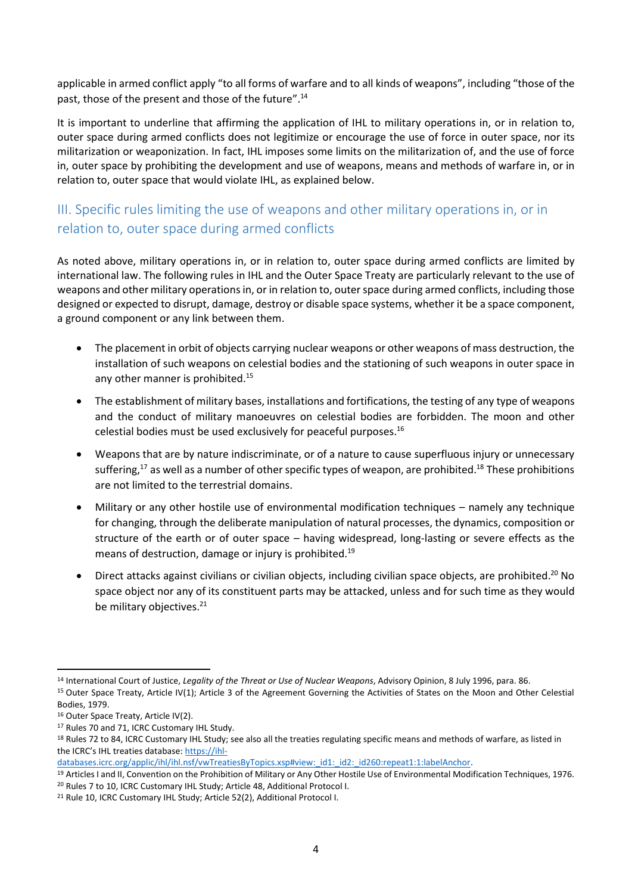applicable in armed conflict apply "to all forms of warfare and to all kinds of weapons", including "those of the past, those of the present and those of the future".[14]

It is important to underline that affirming the application of IHL to military operations in, or in relation to, outer space during armed conflicts does not legitimize or encourage the use of force in outer space, nor its militarization or weaponization. In fact, IHL imposes some limits on the militarization of, and the use of force in, outer space by prohibiting the development and use of weapons, means and methods of warfare in, or in relation to, outer space that would violate IHL, as explained below.

## III. Specific rules limiting the use of weapons and other military operations in, or in relation to, outer space during armed conflicts

As noted above, military operations in, or in relation to, outer space during armed conflicts are limited by international law. The following rules in IHL and the Outer Space Treaty are particularly relevant to the use of weapons and other military operations in, or in relation to, outer space during armed conflicts, including those designed or expected to disrupt, damage, destroy or disable space systems, whether it be a space component, a ground component or any link between them.

- The placement in orbit of objects carrying nuclear weapons or other weapons of mass destruction, the installation of such weapons on celestial bodies and the stationing of such weapons in outer space in any other manner is prohibited.[15]
- The establishment of military bases, installations and fortifications, the testing of any type of weapons and the conduct of military manoeuvres on celestial bodies are forbidden. The moon and other celestial bodies must be used exclusively for peaceful purposes.[16]
- Weapons that are by nature indiscriminate, or of a nature to cause superfluous injury or unnecessary suffering,[17] as well as a number of other specific types of weapon, are prohibited.[18] These prohibitions are not limited to the terrestrial domains.
- Military or any other hostile use of environmental modification techniques – namely any technique for changing, through the deliberate manipulation of natural processes, the dynamics, composition or structure of the earth or of outer space – having widespread, long-lasting or severe effects as the means of destruction, damage or injury is prohibited.[19]
- Direct attacks against civilians or civilian objects, including civilian space objects, are prohibited.[20] No space object nor any of its constituent parts may be attacked, unless and for such time as they would be military objectives.[21]

---

[14] International Court of Justice, *Legality of the Threat or Use of Nuclear Weapons*, Advisory Opinion, 8 July 1996, para. 86.

[15] Outer Space Treaty, Article IV(1); Article 3 of the Agreement Governing the Activities of States on the Moon and Other Celestial Bodies, 1979.

[16] Outer Space Treaty, Article IV(2).

[17] Rules 70 and 71, ICRC Customary IHL Study.

[18] Rules 72 to 84, ICRC Customary IHL Study; see also all the treaties regulating specific means and methods of warfare, as listed in the ICRC's IHL treaties database: https://ihl-databases.icrc.org/applic/ihl/ihl.nsf/vwTreatiesByTopics.xsp#view:_id1:_id2:_id260:repeat1:1:labelAnchor.

[19] Articles I and II, Convention on the Prohibition of Military or Any Other Hostile Use of Environmental Modification Techniques, 1976.

[20] Rules 7 to 10, ICRC Customary IHL Study; Article 48, Additional Protocol I.

[21] Rule 10, ICRC Customary IHL Study; Article 52(2), Additional Protocol I.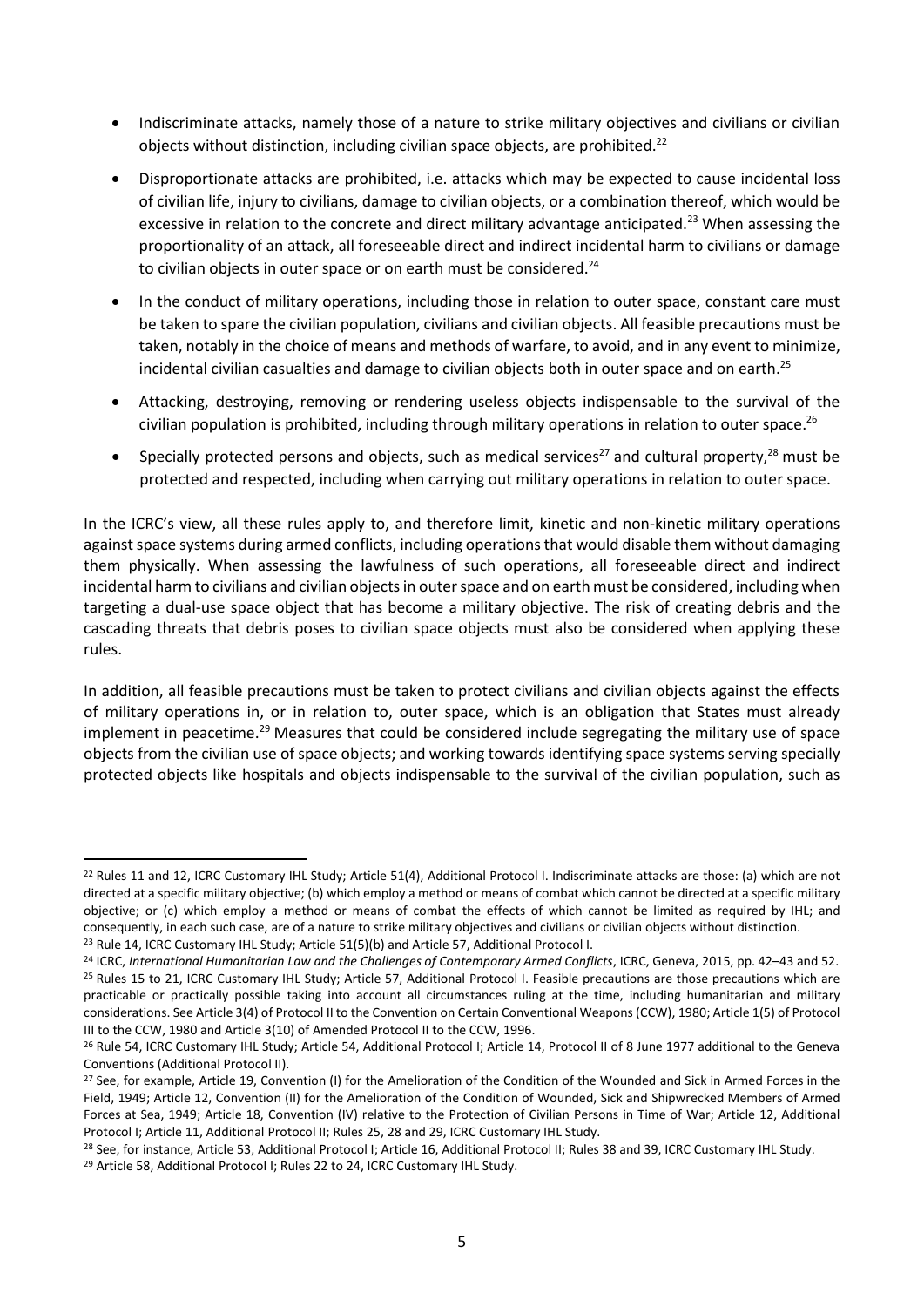- Indiscriminate attacks, namely those of a nature to strike military objectives and civilians or civilian objects without distinction, including civilian space objects, are prohibited.[22]
- Disproportionate attacks are prohibited, i.e. attacks which may be expected to cause incidental loss of civilian life, injury to civilians, damage to civilian objects, or a combination thereof, which would be excessive in relation to the concrete and direct military advantage anticipated.[23] When assessing the proportionality of an attack, all foreseeable direct and indirect incidental harm to civilians or damage to civilian objects in outer space or on earth must be considered.[24]
- In the conduct of military operations, including those in relation to outer space, constant care must be taken to spare the civilian population, civilians and civilian objects. All feasible precautions must be taken, notably in the choice of means and methods of warfare, to avoid, and in any event to minimize, incidental civilian casualties and damage to civilian objects both in outer space and on earth.[25]
- Attacking, destroying, removing or rendering useless objects indispensable to the survival of the civilian population is prohibited, including through military operations in relation to outer space.[26]
- Specially protected persons and objects, such as medical services[27] and cultural property,[28] must be protected and respected, including when carrying out military operations in relation to outer space.

In the ICRC's view, all these rules apply to, and therefore limit, kinetic and non-kinetic military operations against space systems during armed conflicts, including operations that would disable them without damaging them physically. When assessing the lawfulness of such operations, all foreseeable direct and indirect incidental harm to civilians and civilian objects in outer space and on earth must be considered, including when targeting a dual-use space object that has become a military objective. The risk of creating debris and the cascading threats that debris poses to civilian space objects must also be considered when applying these rules.

In addition, all feasible precautions must be taken to protect civilians and civilian objects against the effects of military operations in, or in relation to, outer space, which is an obligation that States must already implement in peacetime.[29] Measures that could be considered include segregating the military use of space objects from the civilian use of space objects; and working towards identifying space systems serving specially protected objects like hospitals and objects indispensable to the survival of the civilian population, such as

---

[22] Rules 11 and 12, ICRC Customary IHL Study; Article 51(4), Additional Protocol I. Indiscriminate attacks are those: (a) which are not directed at a specific military objective; (b) which employ a method or means of combat which cannot be directed at a specific military objective; or (c) which employ a method or means of combat the effects of which cannot be limited as required by IHL; and consequently, in each such case, are of a nature to strike military objectives and civilians or civilian objects without distinction.

[23] Rule 14, ICRC Customary IHL Study; Article 51(5)(b) and Article 57, Additional Protocol I.

[24] ICRC, *International Humanitarian Law and the Challenges of Contemporary Armed Conflicts*, ICRC, Geneva, 2015, pp. 42–43 and 52.

[25] Rules 15 to 21, ICRC Customary IHL Study; Article 57, Additional Protocol I. Feasible precautions are those precautions which are practicable or practically possible taking into account all circumstances ruling at the time, including humanitarian and military considerations. See Article 3(4) of Protocol II to the Convention on Certain Conventional Weapons (CCW), 1980; Article 1(5) of Protocol III to the CCW, 1980 and Article 3(10) of Amended Protocol II to the CCW, 1996.

[26] Rule 54, ICRC Customary IHL Study; Article 54, Additional Protocol I; Article 14, Protocol II of 8 June 1977 additional to the Geneva Conventions (Additional Protocol II).

[27] See, for example, Article 19, Convention (I) for the Amelioration of the Condition of the Wounded and Sick in Armed Forces in the Field, 1949; Article 12, Convention (II) for the Amelioration of the Condition of Wounded, Sick and Shipwrecked Members of Armed Forces at Sea, 1949; Article 18, Convention (IV) relative to the Protection of Civilian Persons in Time of War; Article 12, Additional Protocol I; Article 11, Additional Protocol II; Rules 25, 28 and 29, ICRC Customary IHL Study.

[28] See, for instance, Article 53, Additional Protocol I; Article 16, Additional Protocol II; Rules 38 and 39, ICRC Customary IHL Study.

[29] Article 58, Additional Protocol I; Rules 22 to 24, ICRC Customary IHL Study.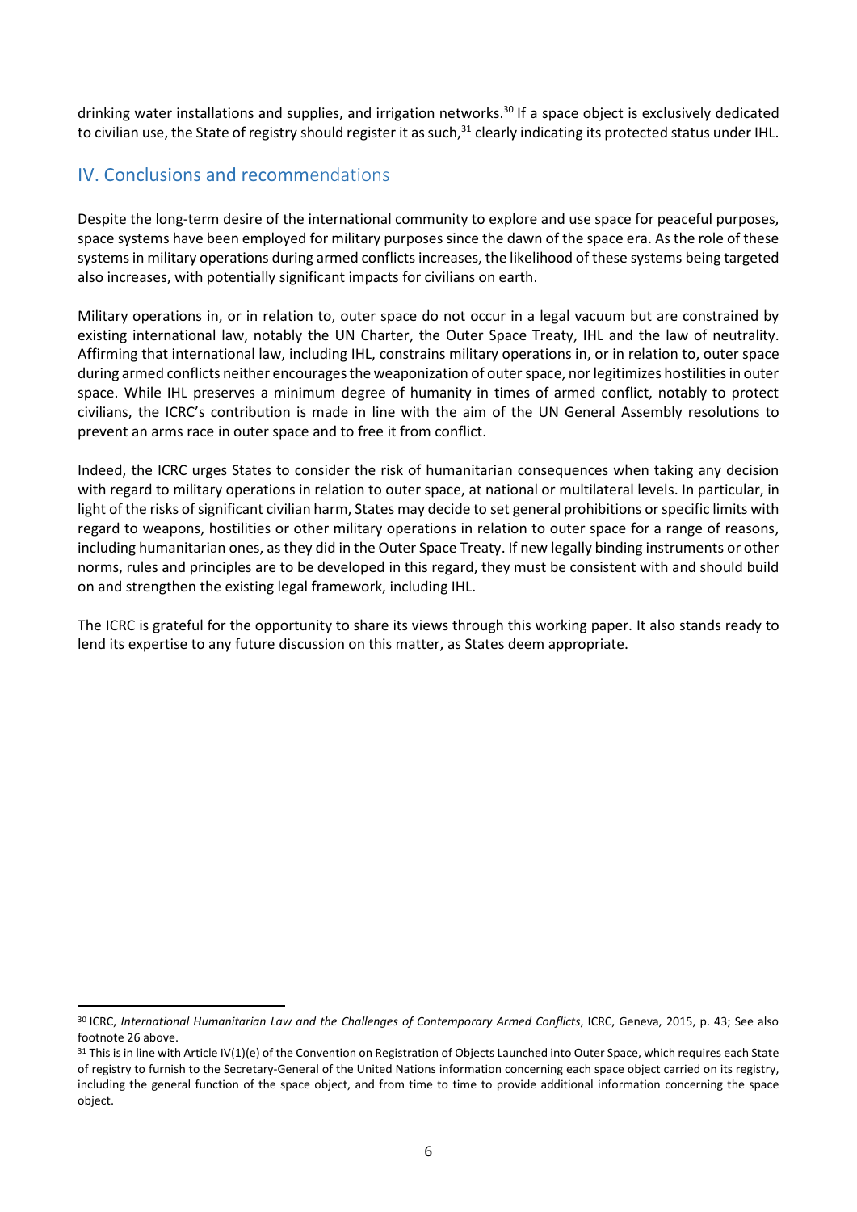drinking water installations and supplies, and irrigation networks.[30] If a space object is exclusively dedicated to civilian use, the State of registry should register it as such,[31] clearly indicating its protected status under IHL.

## IV. Conclusions and recommendations

Despite the long-term desire of the international community to explore and use space for peaceful purposes, space systems have been employed for military purposes since the dawn of the space era. As the role of these systems in military operations during armed conflicts increases, the likelihood of these systems being targeted also increases, with potentially significant impacts for civilians on earth.

Military operations in, or in relation to, outer space do not occur in a legal vacuum but are constrained by existing international law, notably the UN Charter, the Outer Space Treaty, IHL and the law of neutrality. Affirming that international law, including IHL, constrains military operations in, or in relation to, outer space during armed conflicts neither encourages the weaponization of outer space, nor legitimizes hostilities in outer space. While IHL preserves a minimum degree of humanity in times of armed conflict, notably to protect civilians, the ICRC's contribution is made in line with the aim of the UN General Assembly resolutions to prevent an arms race in outer space and to free it from conflict.

Indeed, the ICRC urges States to consider the risk of humanitarian consequences when taking any decision with regard to military operations in relation to outer space, at national or multilateral levels. In particular, in light of the risks of significant civilian harm, States may decide to set general prohibitions or specific limits with regard to weapons, hostilities or other military operations in relation to outer space for a range of reasons, including humanitarian ones, as they did in the Outer Space Treaty. If new legally binding instruments or other norms, rules and principles are to be developed in this regard, they must be consistent with and should build on and strengthen the existing legal framework, including IHL.

The ICRC is grateful for the opportunity to share its views through this working paper. It also stands ready to lend its expertise to any future discussion on this matter, as States deem appropriate.

---

[30] ICRC, *International Humanitarian Law and the Challenges of Contemporary Armed Conflicts*, ICRC, Geneva, 2015, p. 43; See also footnote 26 above.

[31] This is in line with Article IV(1)(e) of the Convention on Registration of Objects Launched into Outer Space, which requires each State of registry to furnish to the Secretary-General of the United Nations information concerning each space object carried on its registry, including the general function of the space object, and from time to time to provide additional information concerning the space object.